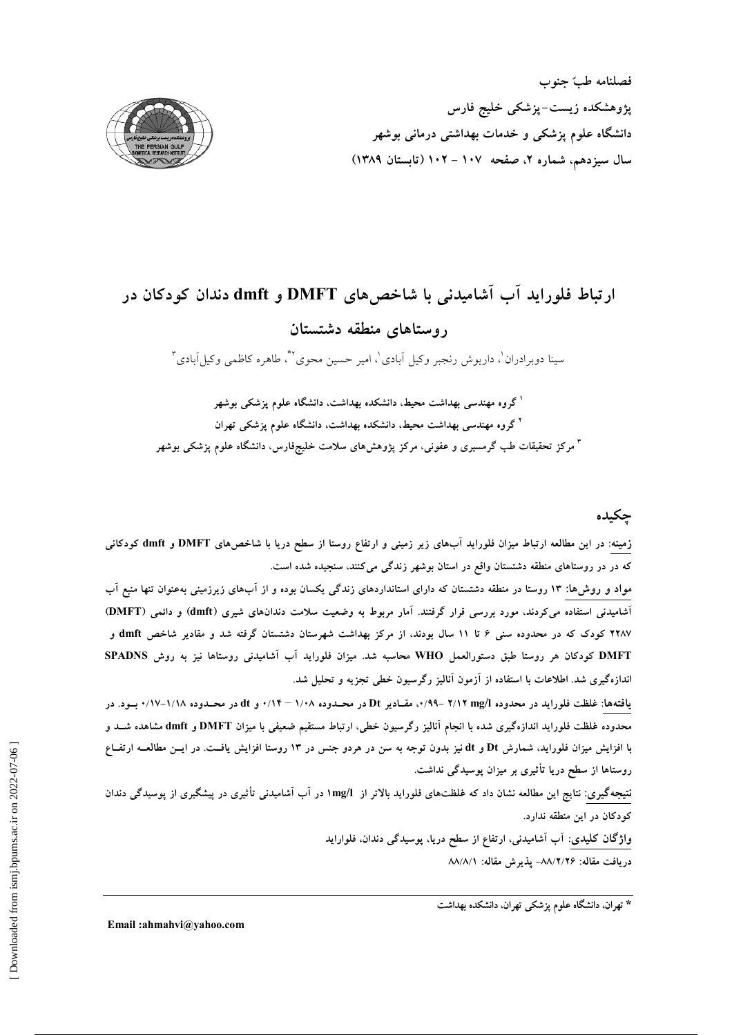فصلنامه طبّ جنوب
پژوهشکده زیست-پزشکی خلیج فارس
دانشگاه علوم پزشکی و خدمات بهداشتی درمانی بوشهر
سال سیزدهم، شماره ۲، صفحه ۱۰۷ - ۱۰۲ (تابستان ۱۳۸۹)

# ارتباط فلوراید آب آشامیدنی با شاخص‌های DMFT و dmft دندان کودکان در روستاهای منطقه دشتستان

سینا دوبرادران[۱]، داریوش رنجبر وکیل آبادی[۱]، امیر حسین محوی[۲]*، طاهره کاظمی وکیل‌آبادی[۳]

[۱] گروه مهندسی بهداشت محیط، دانشکده بهداشت، دانشگاه علوم پزشکی بوشهر

[۲] گروه مهندسی بهداشت محیط، دانشکده بهداشت، دانشگاه علوم پزشکی تهران

[۳] مرکز تحقیقات طب گرمسیری و عفونی، مرکز پژوهش‌های سلامت خلیج‌فارس، دانشگاه علوم پزشکی بوشهر

## چکیده

زمینه: در این مطالعه ارتباط میزان فلوراید آب‌های زیر زمینی و ارتفاع روستا از سطح دریا با شاخص‌های DMFT و dmft کودکانی که در روستاهای منطقه دشتستان واقع در استان بوشهر زندگی می‌کنند، سنجیده شده است.

مواد و روش‌ها: ۱۳ روستا در منطقه دشتستان که دارای استانداردهای زندگی یکسان بوده و از آب‌های زیرزمینی به‌عنوان تنها منبع آب آشامیدنی استفاده می‌کردند، مورد بررسی قرار گرفتند. آمار مربوط به وضعیت سلامت دندان‌های شیری (dmft) و دائمی (DMFT) ۲۲۸۷ کودک که در محدوده سنی ۶ تا ۱۱ سال بودند، از مرکز بهداشت شهرستان دشتستان گرفته شد و مقادیر شاخص dmft و DMFT کودکان هر روستا طبق دستورالعمل WHO محاسبه شد. میزان فلوراید آب آشامیدنی روستاها نیز به روش SPADNS اندازه‌گیری شد. اطلاعات با استفاده از آزمون آنالیز رگرسیون خطی تجزیه و تحلیل شد.

یافته‌ها: غلظت فلوراید در محدوده ۲/۱۲ mg/l -۰/۹۹، مقادیر Dt در محدوده ۱/۰۸ – ۰/۱۴ و dt در محدوده ۱/۱۸–۰/۱۷ بود. در محدوده غلظت فلوراید اندازه‌گیری شده با انجام آنالیز رگرسیون خطی، ارتباط مستقیم ضعیفی با میزان DMFT و dmft مشاهده شد و با افزایش میزان فلوراید، شمارش Dt و dt نیز بدون توجه به سن در هردو جنس در ۱۳ روستا افزایش یافت. در این مطالعه ارتفاع روستاها از سطح دریا تأثیری بر میزان پوسیدگی نداشت.

نتیجه‌گیری: نتایج این مطالعه نشان داد که غلظت‌های فلوراید بالاتر از ۱mg/l در آب آشامیدنی تأثیری در پیشگیری از پوسیدگی دندان کودکان در این منطقه ندارد.

واژگان کلیدی: آب آشامیدنی، ارتفاع از سطح دریا، پوسیدگی دندان، فلوراید

دریافت مقاله: ۸۸/۲/۲۶- پذیرش مقاله: ۸۸/۸/۱

---

* تهران، دانشگاه علوم پزشکی تهران، دانشکده بهداشت

Email :ahmahvi@yahoo.com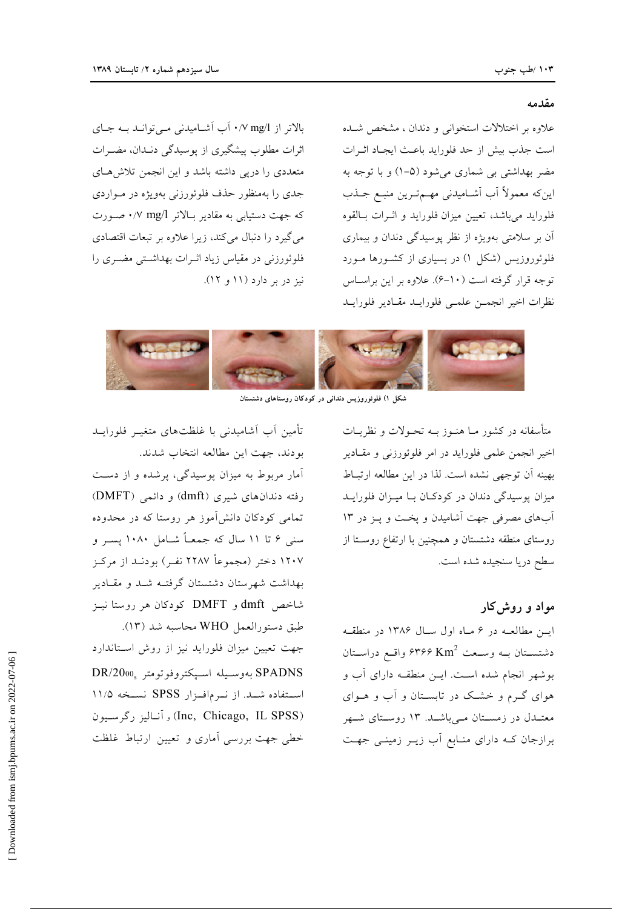## مقدمه

علاوه بر اختلالات استخوانی و دندان ، مشخص شده است جذب بیش از حد فلوراید باعث ایجاد اثرات مضر بهداشتی بی شماری می‌شود (۵-۱) و با توجه به این‌که معمولاً آب آشامیدنی مهم‌ترین منبع جذب فلوراید می‌باشد، تعیین میزان فلوراید و اثرات بالقوه آن بر سلامتی بویژه از نظر پوسیدگی دندان و بیماری فلوئوروزیس (شکل ۱) در بسیاری از کشورها مورد توجه قرار گرفته است (۱۰-۶). علاوه بر این براساس نظرات اخیر انجمن علمی فلوراید مقادیر فلوراید بالاتر از ۰/۷ mg/l آب آشامیدنی می‌تواند به جای اثرات مطلوب پیشگیری از پوسیدگی دندان، مضرات متعددی را درپی داشته باشد و این انجمن تلاش‌های جدی را به‌منظور حذف فلوئورزنی بویژه در مواردی که جهت دستیابی به مقادیر بالاتر ۰/۷ mg/l صورت می‌گیرد را دنبال می‌کند، زیرا علاوه بر تبعات اقتصادی فلوئورزنی در مقیاس زیاد اثرات بهداشتی مضری را نیز در بر دارد (۱۱ و ۱۲).

شکل ۱) فلوئوروزیس دندانی در کودکان روستاهای دشتستان

متأسفانه در کشور ما هنوز به تحولات و نظریات اخیر انجمن علمی فلوراید در امر فلوئورزنی و مقادیر بهینه آن توجهی نشده است. لذا در این مطالعه ارتباط میزان پوسیدگی دندان در کودکان با میزان فلوراید آب‌های مصرفی جهت آشامیدن و پخت و پز در ۱۳ روستای منطقه دشتستان و همچنین با ارتفاع روستا از سطح دریا سنجیده شده است.

## مواد و روش‌کار

این مطالعه در ۶ ماه اول سال ۱۳۸۶ در منطقه دشتستان به وسعت $6366\ Km^2$ واقع دراستان بوشهر انجام شده است. این منطقه دارای آب و هوای گرم و خشک در تابستان و آب و هوای معتدل در زمستان می‌باشد. ۱۳ روستای شهر برازجان که دارای منابع آب زیر زمینی جهت تأمین آب آشامیدنی با غلظت‌های متغیر فلوراید بودند، جهت این مطالعه انتخاب شدند.

آمار مربوط به میزان پوسیدگی، پرشده و از دست رفته دندان‌های شیری (dmft) و دائمی (DMFT) تمامی کودکان دانش‌آموز هر روستا که در محدوده سنی ۶ تا ۱۱ سال که جمعاً شامل ۱۰۸۰ پسر و ۱۲۰۷ دختر (مجموعاً ۲۲۸۷ نفر) بودند از مرکز بهداشت شهرستان دشتستان گرفته شد و مقادیر شاخص dmft و DMFT کودکان هر روستا نیز طبق دستورالعمل WHO محاسبه شد (۱۳).

جهت تعیین میزان فلوراید نیز از روش استاندارد SPADNS بوسیله اسپکتروفوتومتر $DR/2000$ استفاده شد. از نرم‌افزار SPSS نسخه ۱۱/۵ (Inc, Chicago, IL SPSS) و آنالیز رگرسیون خطی جهت بررسی آماری و تعیین ارتباط غلظت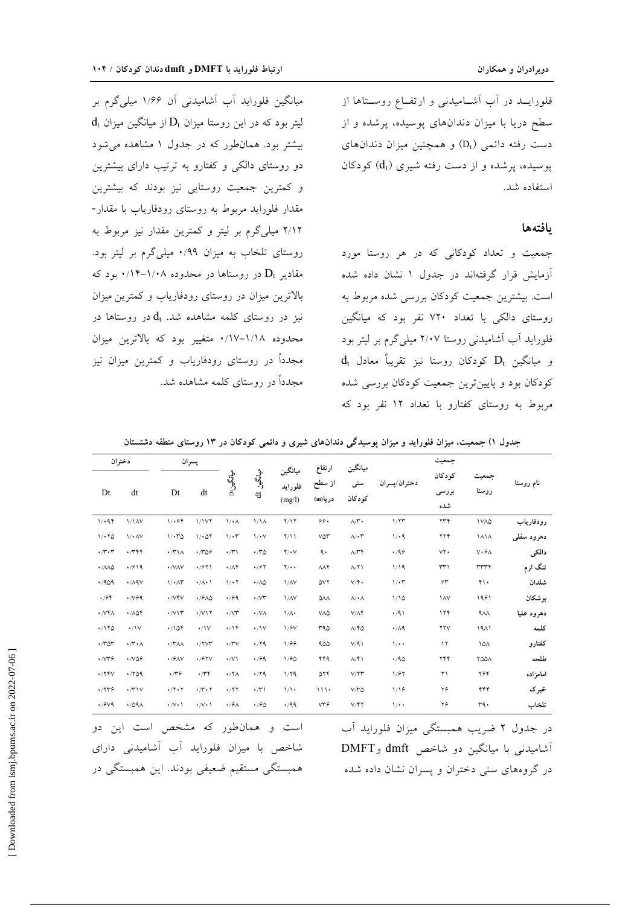فلوراید در آب آشامیدنی و ارتفاع روستاها از سطح دریا با میزان دندان‌های پوسیده، پرشده و از دست رفته دائمی ($D_t$) و همچنین میزان دندان‌های پوسیده، پرشده و از دست رفته شیری ($d_t$) کودکان استفاده شد.

## یافته‌ها

جمعیت و تعداد کودکانی که در هر روستا مورد آزمایش قرار گرفته‌اند در جدول ۱ نشان داده شده است. بیشترین جمعیت کودکان بررسی شده مربوط به روستای دالکی با تعداد ۷۲۰ نفر بود که میانگین فلوراید آب آشامیدنی روستا ۲/۰۷ میلی‌گرم بر لیتر بود و میانگین $D_t$ کودکان روستا نیز تقریباً معادل $d_t$ کودکان بود و پایین‌ترین جمعیت کودکان بررسی شده مربوط به روستای کفتارو با تعداد ۱۲ نفر بود که میانگین فلوراید آب آشامیدنی آن ۱/۶۶ میلی‌گرم بر لیتر بود که در این روستا میزان $D_t$ از میانگین میزان $d_t$ بیشتر بود. همان‌طور که در جدول ۱ مشاهده می‌شود دو روستای دالکی و کفتارو به ترتیب دارای بیشترین و کمترین جمعیت روستایی نیز بودند که بیشترین مقدار فلوراید مربوط به روستای رودفاریاب با مقدار ۲/۱۲ میلی‌گرم بر لیتر و کمترین مقدار نیز مربوط به روستای تلخاب به میزان ۰/۹۹ میلی‌گرم بر لیتر بود. مقادیر $D_t$ در روستاها در محدوده ۱/۰۸-۰/۱۴ بود که بالاترین میزان در روستای رودفاریاب و کمترین میزان نیز در روستای کلمه مشاهده شد. $d_t$ در روستاها در محدوده ۱/۱۸-۰/۱۷ متغییر بود که بالاترین میزان مجدداً در روستای رودفاریاب و کمترین میزان نیز مجدداً در روستای کلمه مشاهده شد.

جدول ۱) جمعیت، میزان فلوراید و میزان پوسیدگی دندان‌های شیری و دائمی کودکان در ۱۳ روستای منطقه دشتستان

| نام روستا | جمعیت روستا | جمعیت کودکان بررسی شده | دختران/پسران | میانگین سنی کودکان | ارتفاع از سطح دریا(m) | میانگین فلوراید (mg/l) | میانگین dt | میانگین Dt | پسران dt | پسران Dt | دختران dt | دختران Dt |
|---|---|---|---|---|---|---|---|---|---|---|---|---|
| رودفاریاب | ۱۷۸۵ | ۲۳۴ | ۱/۲۳ | ۸/۳۰ | ۶۶۰ | ۲/۱۲ | ۱/۱۸ | ۱/۰۸ | ۱/۱۷۲ | ۱/۰۶۴ | ۱/۱۸۷ | ۱/۰۹۴ |
| دهرود سفلی | ۱۸۱۸ | ۲۲۴ | ۱/۰۹ | ۸/۰۳ | ۷۵۳ | ۲/۱۱ | ۱/۰۷ | ۱/۰۳ | ۱/۰۵۲ | ۱/۰۳۵ | ۱/۰۸۷ | ۱/۰۲۵ |
| دالکی | ۷۰۶۸ | ۷۲۰ | ۰/۹۶ | ۸/۳۴ | ۹۰ | ۲/۰۷ | ۰/۳۵ | ۰/۳۱ | ۰/۳۵۶ | ۰/۳۱۸ | ۰/۳۴۴ | ۰/۳۰۳ |
| تنگ ارم | ۳۳۳۴ | ۳۳۱ | ۱/۱۹ | ۸/۲۱ | ۸۸۴ | ۲/۰۰ | ۰/۶۲ | ۰/۸۴ | ۰/۶۲۱ | ۰/۷۸۷ | ۰/۶۱۹ | ۰/۸۸۵ |
| شلدان | ۴۱۰ | ۶۳ | ۱/۰۳ | ۷/۴۰ | ۵۷۲ | ۱/۸۷ | ۰/۸۵ | ۱/۰۲ | ۰/۸۰۱ | ۱/۰۸۳ | ۰/۸۹۷ | ۰/۹۵۹ |
| بوشکان | ۱۹۶۱ | ۱۸۷ | ۱/۱۵ | ۸/۰۸ | ۵۸۸ | ۱/۸۷ | ۰/۷۳ | ۰/۶۹ | ۰/۶۸۵ | ۰/۷۴۷ | ۰/۷۶۹ | ۰/۶۴ |
| دهرود علیا | ۹۸۸ | ۱۲۴ | ۰/۹۱ | ۷/۸۴ | ۷۸۵ | ۱/۸۰ | ۰/۷۸ | ۰/۷۳ | ۰/۷۱۲ | ۰/۷۱۳ | ۰/۸۵۴ | ۰/۷۴۸ |
| کلمه | ۱۹۸۱ | ۲۲۷ | ۰/۸۹ | ۸/۴۵ | ۳۹۵ | ۱/۶۷ | ۰/۱۷ | ۰/۱۴ | ۰/۱۷ | ۰/۱۵۴ | ۰/۱۷ | ۰/۱۲۵ |
| کفتارو | ۱۵۸ | ۱۲ | ۱/۰۰ | ۷/۹۱ | ۹۵۵ | ۱/۶۶ | ۰/۲۹ | ۰/۳۷ | ۰/۲۷۳ | ۰/۳۸۸ | ۰/۳۰۸ | ۰/۳۵۳ |
| طلحه | ۲۵۵۸ | ۲۴۴ | ۰/۹۵ | ۸/۴۱ | ۴۴۹ | ۱/۶۵ | ۰/۶۹ | ۰/۷۱ | ۰/۶۲۷ | ۰/۶۸۷ | ۰/۷۵۶ | ۰/۷۳۶ |
| امامزاده | ۲۶۴ | ۲۱ | ۱/۶۲ | ۷/۲۳ | ۵۲۴ | ۱/۲۹ | ۰/۲۹ | ۰/۲۸ | ۰/۳۴ | ۰/۳۶ | ۰/۲۵۹ | ۰/۲۴۷ |
| خیرک | ۴۴۴ | ۲۶ | ۱/۱۶ | ۷/۳۵ | ۱۱۱۰ | ۱/۱۰ | ۰/۳۱ | ۰/۲۲ | ۰/۳۰۲ | ۰/۲۰۲ | ۰/۳۱۷ | ۰/۲۳۶ |
| تلخاب | ۳۹۰ | ۲۶ | ۱/۰۰ | ۷/۴۲ | ۷۳۶ | ۰/۹۹ | ۰/۶۵ | ۰/۶۸ | ۰/۷۰۱ | ۰/۷۰۱ | ۰/۵۹۸ | ۰/۶۷۹ |

در جدول ۲ ضریب همبستگی میزان فلوراید آب آشامیدنی با میانگین دو شاخص dmft وDMFT در گروه‌های سنی دختران و پسران نشان داده شده است و همان‌طور که مشخص است این دو شاخص با میزان فلوراید آب آشامیدنی دارای همبستگی مستقیم ضعیفی بودند. این همبستگی در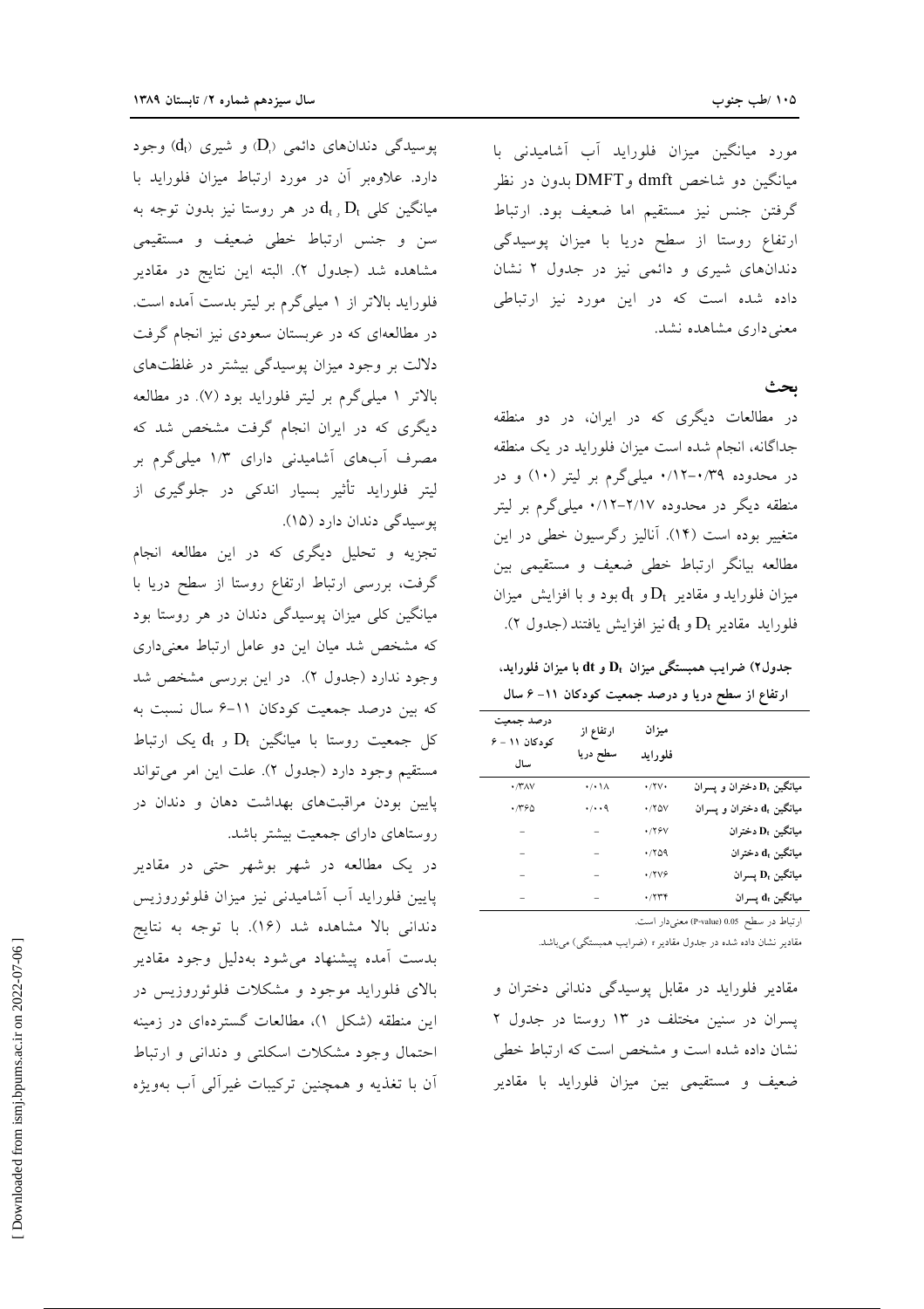مورد میانگین میزان فلوراید آب آشامیدنی با میانگین دو شاخص dmft و DMFT بدون در نظر گرفتن جنس نیز مستقیم اما ضعیف بود. ارتباط ارتفاع روستا از سطح دریا با میزان پوسیدگی دندان‌های شیری و دائمی نیز در جدول ۲ نشان داده شده است که در این مورد نیز ارتباطی معنی‌داری مشاهده نشد.

## بحث

در مطالعات دیگری که در ایران، در دو منطقه جداگانه، انجام شده است میزان فلوراید در یک منطقه در محدوده ۰/۳۹-۰/۱۲ میلی‌گرم بر لیتر (۱۰) و در منطقه دیگر در محدوده ۲/۱۷-۰/۱۲ میلی‌گرم بر لیتر متغییر بوده است (۱۴). آنالیز رگرسیون خطی در این مطالعه بیانگر ارتباط خطی ضعیف و مستقیمی بین میزان فلوراید و مقادیر $D_t$ و $d_t$ بود و با افزایش میزان فلوراید مقادیر $D_t$ و $d_t$ نیز افزایش یافتند (جدول ۲).

جدول۲) ضرایب همبستگی میزان $D_t$ و dt با میزان فلوراید، ارتفاع از سطح دریا و درصد جمعیت کودکان ۱۱- ۶ سال

| | میزان فلوراید | ارتفاع از سطح دریا | درصد جمعیت کودکان ۱۱ - ۶ سال |
|---|---|---|---|
| میانگین $D_t$ دختران و پسران | ۰/۲۷۰ | ۰/۰۱۸ | ۰/۳۸۷ |
| میانگین $d_t$ دختران و پسران | ۰/۲۵۷ | ۰/۰۰۹ | ۰/۳۶۵ |
| میانگین $D_t$ دختران | ۰/۲۶۷ | - | - |
| میانگین $d_t$ دختران | ۰/۲۵۹ | - | - |
| میانگین $D_t$ پسران | ۰/۲۷۶ | - | - |
| میانگین $d_t$ پسران | ۰/۲۳۴ | - | - |

ارتباط در سطح 0.05 (P-value) معنی‌دار است.

مقادیر نشان داده شده در جدول مقادیر r (ضرایب همبستگی) می‌باشد.

مقادیر فلوراید در مقابل پوسیدگی دندانی دختران و پسران در سنین مختلف در ۱۳ روستا در جدول ۲ نشان داده شده است و مشخص است که ارتباط خطی ضعیف و مستقیمی بین میزان فلوراید با مقادیر پوسیدگی دندان‌های دائمی ($D_t$) و شیری ($d_t$) وجود دارد. علاوه‌بر آن در مورد ارتباط میزان فلوراید با میانگین کلی $D_t$ و $d_t$ در هر روستا نیز بدون توجه به سن و جنس ارتباط خطی ضعیف و مستقیمی مشاهده شد (جدول ۲). البته این نتایج در مقادیر فلوراید بالاتر از ۱ میلی‌گرم بر لیتر بدست آمده است. در مطالعه‌ای که در عربستان سعودی نیز انجام گرفت دلالت بر وجود میزان پوسیدگی بیشتر در غلظت‌های بالاتر ۱ میلی‌گرم بر لیتر فلوراید بود (۷). در مطالعه دیگری که در ایران انجام گرفت مشخص شد که مصرف آب‌های آشامیدنی دارای ۱/۳ میلی‌گرم بر لیتر فلوراید تأثیر بسیار اندکی در جلوگیری از پوسیدگی دندان دارد (۱۵).

تجزیه و تحلیل دیگری که در این مطالعه انجام گرفت، بررسی ارتباط ارتفاع روستا از سطح دریا با میانگین کلی میزان پوسیدگی دندان در هر روستا بود که مشخص شد میان این دو عامل ارتباط معنی‌داری وجود ندارد (جدول ۲). در این بررسی مشخص شد که بین درصد جمعیت کودکان ۱۱-۶ سال نسبت به کل جمعیت روستا با میانگین $D_t$ و $d_t$ یک ارتباط مستقیم وجود دارد (جدول ۲). علت این امر می‌تواند پایین بودن مراقبت‌های بهداشت دهان و دندان در روستاهای دارای جمعیت بیشتر باشد.

در یک مطالعه در شهر بوشهر حتی در مقادیر پایین فلوراید آب آشامیدنی نیز میزان فلوئوروزیس دندانی بالا مشاهده شد (۱۶). با توجه به نتایج بدست آمده پیشنهاد می‌شود به‌دلیل وجود مقادیر بالای فلوراید موجود و مشکلات فلوئوروزیس در این منطقه (شکل ۱)، مطالعات گسترده‌ای در زمینه احتمال وجود مشکلات اسکلتی و دندانی و ارتباط آن با تغذیه و همچنین ترکیبات غیرآلی آب به‌ویژه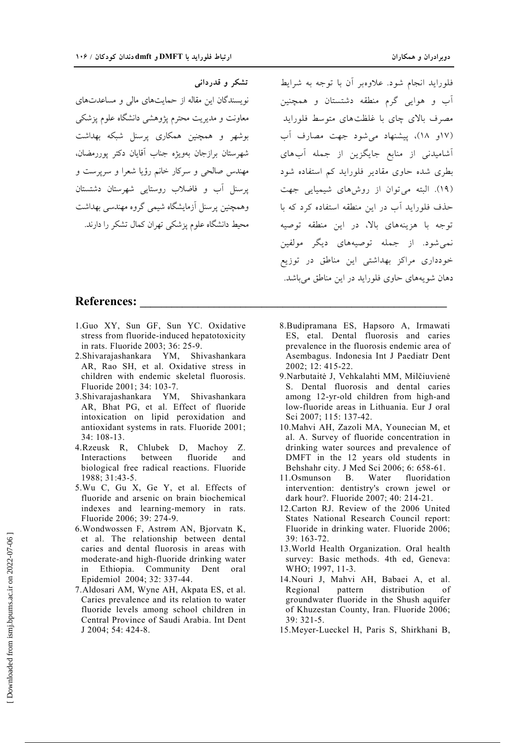فلوراید انجام شود. علاوه‌بر آن با توجه به شرایط آب و هوایی گرم منطقه دشتستان و همچنین مصرف بالای چای با غلظت‌های متوسط فلوراید (۱۷و ۱۸)، پیشنهاد می‌شود جهت مصارف آب آشامیدنی از منابع جایگزین از جمله آب‌های بطری شده حاوی مقادیر فلوراید کم استفاده شود (۱۹). البته می‌توان از روش‌های شیمیایی جهت حذف فلوراید آب در این منطقه استفاده کرد که با توجه با هزینه‌های بالا، در این منطقه توصیه نمی‌شود. از جمله توصیه‌های دیگر مولفین خودداری مراکز بهداشتی این مناطق در توزیع دهان شویه‌های حاوی فلوراید در این مناطق می‌باشد.

### تشکر و قدردانی

نویسندگان این مقاله از حمایت‌های مالی و مساعدت‌های معاونت و مدیریت محترم پژوهشی دانشگاه علوم پزشکی بوشهر و همچنین همکاری پرسنل شبکه بهداشت شهرستان برازجان بویژه جناب آقایان دکتر پوررمضان، مهندس صالحی و سرکار خانم رؤیا شعرا و سرپرست و پرسنل آب و فاضلاب روستایی شهرستان دشتستان وهمچنین پرسنل آزمایشگاه شیمی گروه مهندسی بهداشت محیط دانشگاه علوم پزشکی تهران کمال تشکر را دارند.

## References:

1. Guo XY, Sun GF, Sun YC. Oxidative stress from fluoride-induced hepatotoxicity in rats. Fluoride 2003; 36: 25-9.
2. Shivarajashankara YM, Shivashankara AR, Rao SH, et al. Oxidative stress in children with endemic skeletal fluorosis. Fluoride 2001; 34: 103-7.
3. Shivarajashankara YM, Shivashankara AR, Bhat PG, et al. Effect of fluoride intoxication on lipid peroxidation and antioxidant systems in rats. Fluoride 2001; 34: 108-13.
4. Rzeusk R, Chlubek D, Machoy Z. Interactions between fluoride and biological free radical reactions. Fluoride 1988; 31:43-5.
5. Wu C, Gu X, Ge Y, et al. Effects of fluoride and arsenic on brain biochemical indexes and learning-memory in rats. Fluoride 2006; 39: 274-9.
6. Wondwossen F, Astrøm AN, Bjorvatn K, et al. The relationship between dental caries and dental fluorosis in areas with moderate-and high-fluoride drinking water in Ethiopia. Community Dent oral Epidemiol 2004; 32: 337-44.
7. Aldosari AM, Wyne AH, Akpata ES, et al. Caries prevalence and its relation to water fluoride levels among school children in Central Province of Saudi Arabia. Int Dent J 2004; 54: 424-8.
8. Budipramana ES, Hapsoro A, Irmawati ES, etal. Dental fluorosis and caries prevalence in the fluorosis endemic area of Asembagus. Indonesia Int J Paediatr Dent 2002; 12: 415-22.
9. Narbutaitė J, Vehkalahti MM, Milčiuvienė S. Dental fluorosis and dental caries among 12-yr-old children from high-and low-fluoride areas in Lithuania. Eur J oral Sci 2007; 115: 137-42.
10. Mahvi AH, Zazoli MA, Younecian M, et al. A. Survey of fluoride concentration in drinking water sources and prevalence of DMFT in the 12 years old students in Behshahr city. J Med Sci 2006; 6: 658-61.
11. Osmunson B. Water fluoridation intervention: dentistry's crown jewel or dark hour?. Fluoride 2007; 40: 214-21.
12. Carton RJ. Review of the 2006 United States National Research Council report: Fluoride in drinking water. Fluoride 2006; 39: 163-72.
13. World Health Organization. Oral health survey: Basic methods. 4th ed, Geneva: WHO; 1997, 11-3.
14. Nouri J, Mahvi AH, Babaei A, et al. Regional pattern distribution of groundwater fluoride in the Shush aquifer of Khuzestan County, Iran. Fluoride 2006; 39: 321-5.
15. Meyer-Lueckel H, Paris S, Shirkhani B,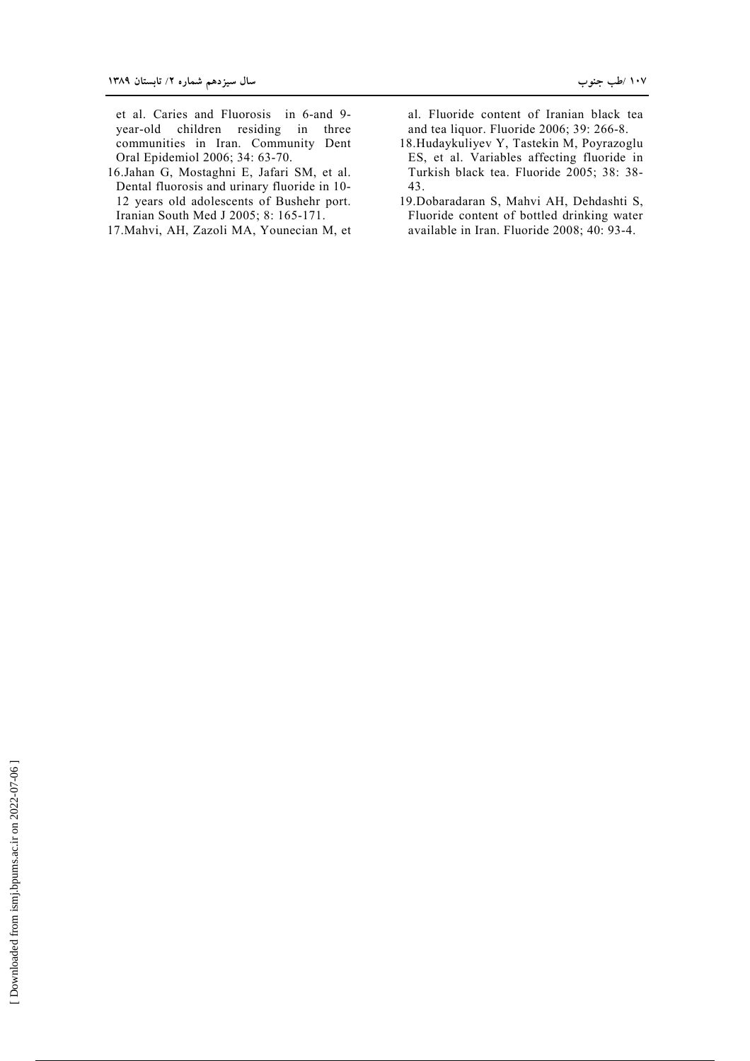et al. Caries and Fluorosis in 6-and 9-year-old children residing in three communities in Iran. Community Dent Oral Epidemiol 2006; 34: 63-70.

16. Jahan G, Mostaghni E, Jafari SM, et al. Dental fluorosis and urinary fluoride in 10-12 years old adolescents of Bushehr port. Iranian South Med J 2005; 8: 165-171.

17. Mahvi, AH, Zazoli MA, Younecian M, et al. Fluoride content of Iranian black tea and tea liquor. Fluoride 2006; 39: 266-8.

18. Hudaykuliyev Y, Tastekin M, Poyrazoglu ES, et al. Variables affecting fluoride in Turkish black tea. Fluoride 2005; 38: 38-43.

19. Dobaradaran S, Mahvi AH, Dehdashti S, Fluoride content of bottled drinking water available in Iran. Fluoride 2008; 40: 93-4.